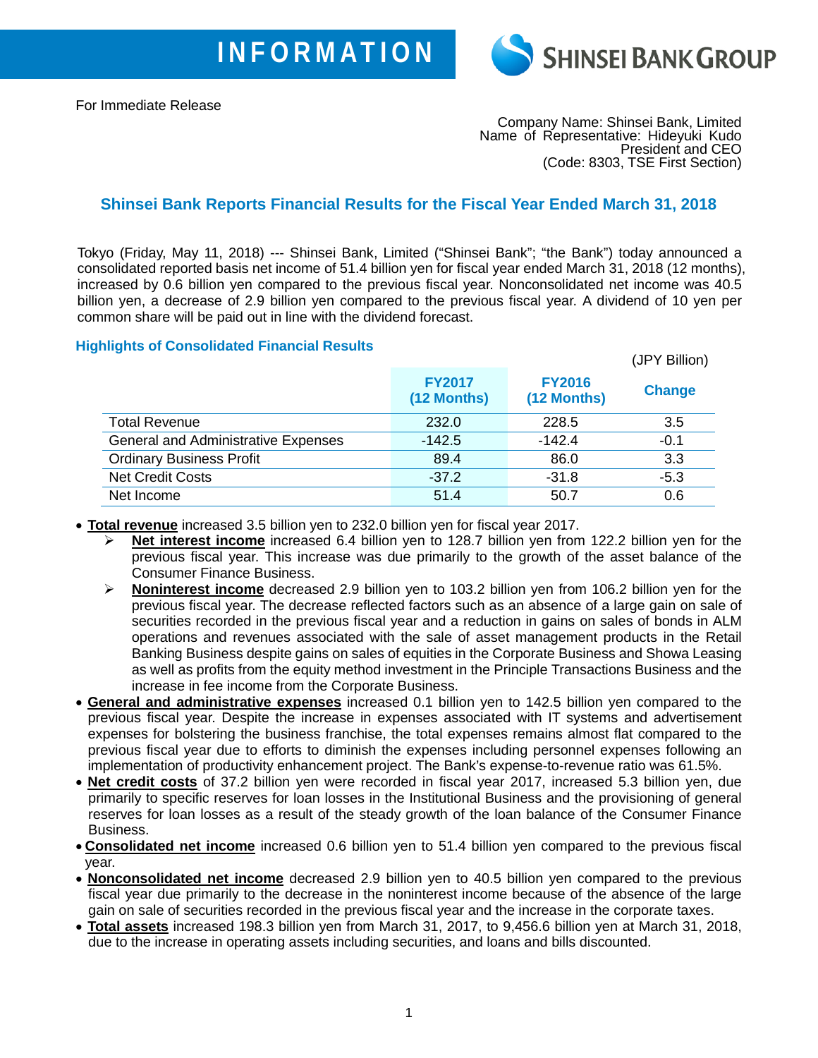INFORMATION

SHINSEI BANK GROUP

For Immediate Release

Company Name: Shinsei Bank, Limited
Name of Representative: Hideyuki Kudo
President and CEO
(Code: 8303, TSE First Section)

## Shinsei Bank Reports Financial Results for the Fiscal Year Ended March 31, 2018

Tokyo (Friday, May 11, 2018) --- Shinsei Bank, Limited ("Shinsei Bank"; "the Bank") today announced a consolidated reported basis net income of 51.4 billion yen for fiscal year ended March 31, 2018 (12 months), increased by 0.6 billion yen compared to the previous fiscal year. Nonconsolidated net income was 40.5 billion yen, a decrease of 2.9 billion yen compared to the previous fiscal year. A dividend of 10 yen per common share will be paid out in line with the dividend forecast.

### Highlights of Consolidated Financial Results

(JPY Billion)

| | FY2017 (12 Months) | FY2016 (12 Months) | Change |
|---|---|---|---|
| Total Revenue | 232.0 | 228.5 | 3.5 |
| General and Administrative Expenses | -142.5 | -142.4 | -0.1 |
| Ordinary Business Profit | 89.4 | 86.0 | 3.3 |
| Net Credit Costs | -37.2 | -31.8 | -5.3 |
| Net Income | 51.4 | 50.7 | 0.6 |

- **Total revenue** increased 3.5 billion yen to 232.0 billion yen for fiscal year 2017.
  - **Net interest income** increased 6.4 billion yen to 128.7 billion yen from 122.2 billion yen for the previous fiscal year. This increase was due primarily to the growth of the asset balance of the Consumer Finance Business.
  - **Noninterest income** decreased 2.9 billion yen to 103.2 billion yen from 106.2 billion yen for the previous fiscal year. The decrease reflected factors such as an absence of a large gain on sale of securities recorded in the previous fiscal year and a reduction in gains on sales of bonds in ALM operations and revenues associated with the sale of asset management products in the Retail Banking Business despite gains on sales of equities in the Corporate Business and Showa Leasing as well as profits from the equity method investment in the Principle Transactions Business and the increase in fee income from the Corporate Business.
- **General and administrative expenses** increased 0.1 billion yen to 142.5 billion yen compared to the previous fiscal year. Despite the increase in expenses associated with IT systems and advertisement expenses for bolstering the business franchise, the total expenses remains almost flat compared to the previous fiscal year due to efforts to diminish the expenses including personnel expenses following an implementation of productivity enhancement project. The Bank's expense-to-revenue ratio was 61.5%.
- **Net credit costs** of 37.2 billion yen were recorded in fiscal year 2017, increased 5.3 billion yen, due primarily to specific reserves for loan losses in the Institutional Business and the provisioning of general reserves for loan losses as a result of the steady growth of the loan balance of the Consumer Finance Business.
- **Consolidated net income** increased 0.6 billion yen to 51.4 billion yen compared to the previous fiscal year.
- **Nonconsolidated net income** decreased 2.9 billion yen to 40.5 billion yen compared to the previous fiscal year due primarily to the decrease in the noninterest income because of the absence of the large gain on sale of securities recorded in the previous fiscal year and the increase in the corporate taxes.
- **Total assets** increased 198.3 billion yen from March 31, 2017, to 9,456.6 billion yen at March 31, 2018, due to the increase in operating assets including securities, and loans and bills discounted.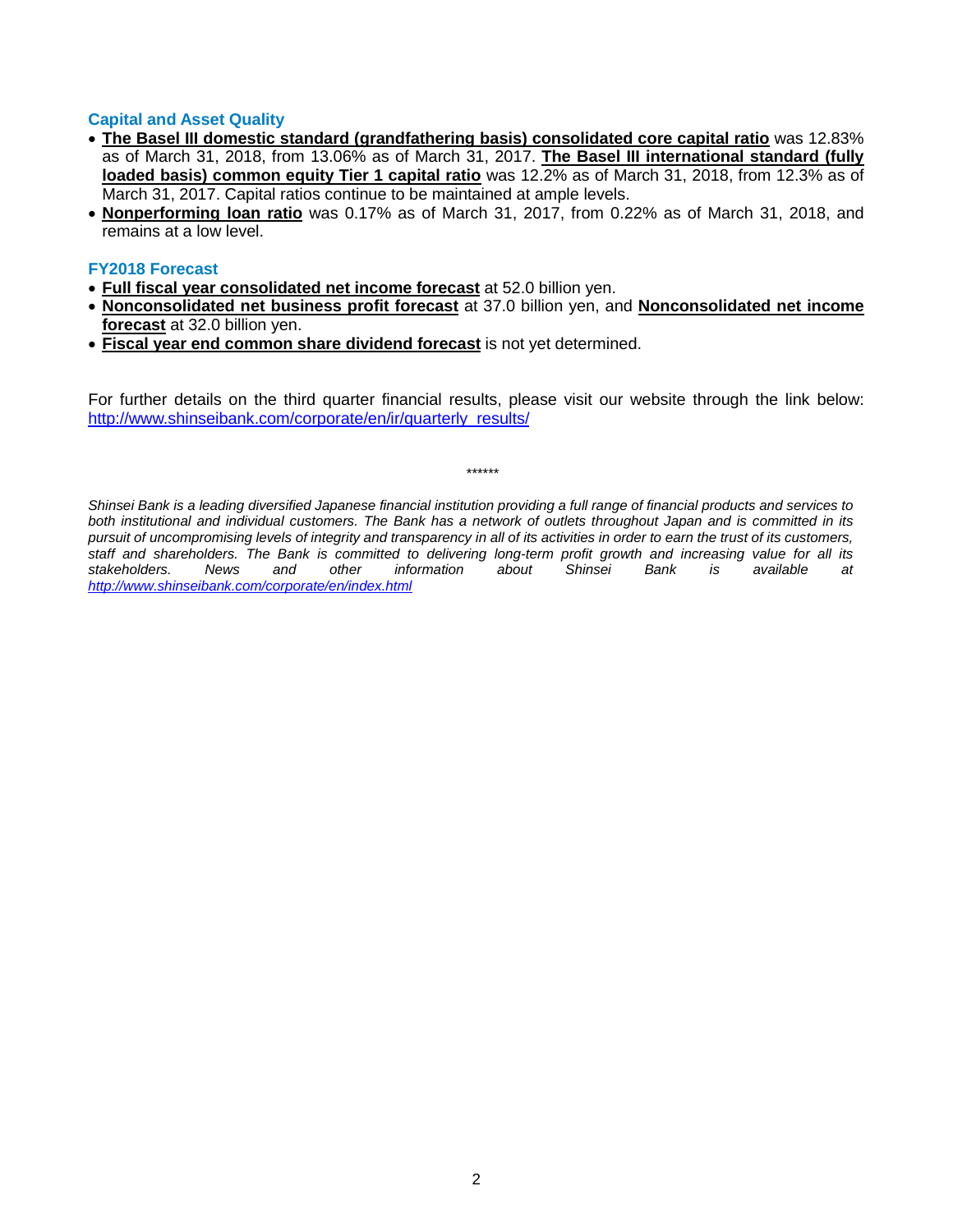### Capital and Asset Quality

- **The Basel III domestic standard (grandfathering basis) consolidated core capital ratio** was 12.83% as of March 31, 2018, from 13.06% as of March 31, 2017. **The Basel III international standard (fully loaded basis) common equity Tier 1 capital ratio** was 12.2% as of March 31, 2018, from 12.3% as of March 31, 2017. Capital ratios continue to be maintained at ample levels.
- **Nonperforming loan ratio** was 0.17% as of March 31, 2017, from 0.22% as of March 31, 2018, and remains at a low level.

### FY2018 Forecast

- **Full fiscal year consolidated net income forecast** at 52.0 billion yen.
- **Nonconsolidated net business profit forecast** at 37.0 billion yen, and **Nonconsolidated net income forecast** at 32.0 billion yen.
- **Fiscal year end common share dividend forecast** is not yet determined.

For further details on the third quarter financial results, please visit our website through the link below: http://www.shinseibank.com/corporate/en/ir/quarterly_results/

******

*Shinsei Bank is a leading diversified Japanese financial institution providing a full range of financial products and services to both institutional and individual customers. The Bank has a network of outlets throughout Japan and is committed in its pursuit of uncompromising levels of integrity and transparency in all of its activities in order to earn the trust of its customers, staff and shareholders. The Bank is committed to delivering long-term profit growth and increasing value for all its stakeholders. News and other information about Shinsei Bank is available at http://www.shinseibank.com/corporate/en/index.html*